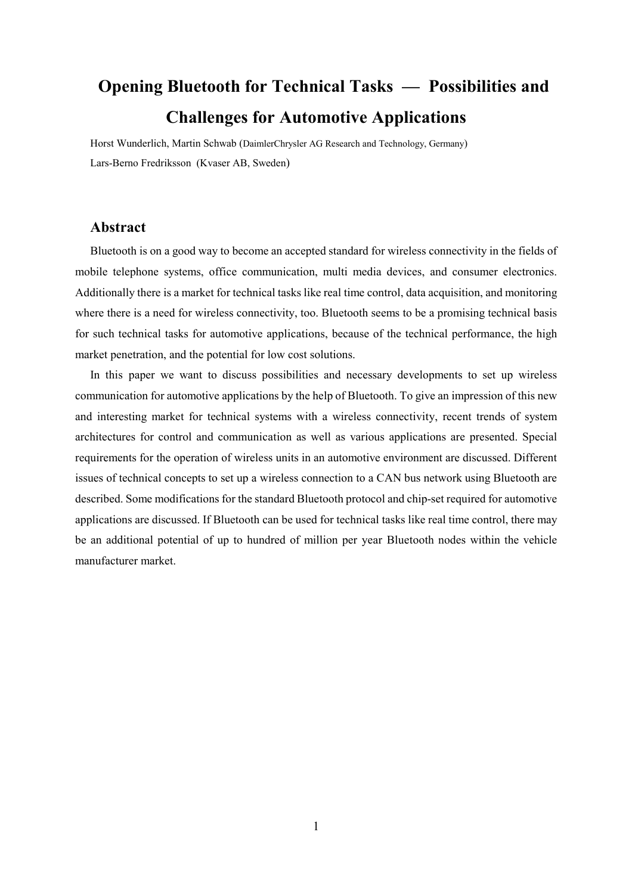# Opening Bluetooth for Technical Tasks — Possibilities and Challenges for Automotive Applications

Horst Wunderlich, Martin Schwab (DaimlerChrysler AG Research and Technology, Germany)

Lars-Berno Fredriksson (Kvaser AB, Sweden)

## Abstract

Bluetooth is on a good way to become an accepted standard for wireless connectivity in the fields of mobile telephone systems, office communication, multi media devices, and consumer electronics. Additionally there is a market for technical tasks like real time control, data acquisition, and monitoring where there is a need for wireless connectivity, too. Bluetooth seems to be a promising technical basis for such technical tasks for automotive applications, because of the technical performance, the high market penetration, and the potential for low cost solutions.

In this paper we want to discuss possibilities and necessary developments to set up wireless communication for automotive applications by the help of Bluetooth. To give an impression of this new and interesting market for technical systems with a wireless connectivity, recent trends of system architectures for control and communication as well as various applications are presented. Special requirements for the operation of wireless units in an automotive environment are discussed. Different issues of technical concepts to set up a wireless connection to a CAN bus network using Bluetooth are described. Some modifications for the standard Bluetooth protocol and chip-set required for automotive applications are discussed. If Bluetooth can be used for technical tasks like real time control, there may be an additional potential of up to hundred of million per year Bluetooth nodes within the vehicle manufacturer market.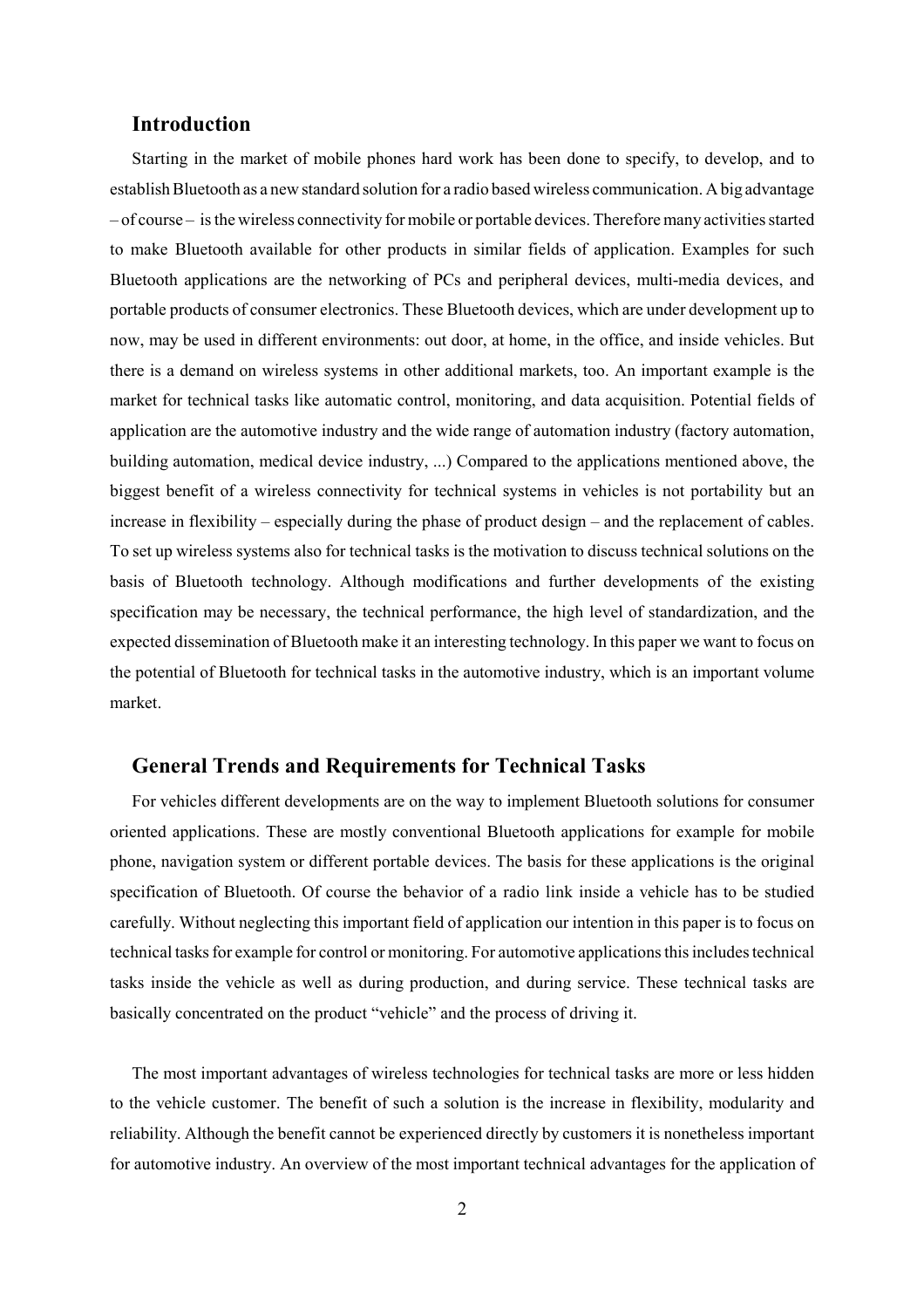## Introduction

Starting in the market of mobile phones hard work has been done to specify, to develop, and to establish Bluetooth as a new standard solution for a radio based wireless communication. A big advantage – of course – is the wireless connectivity for mobile or portable devices. Therefore many activities started to make Bluetooth available for other products in similar fields of application. Examples for such Bluetooth applications are the networking of PCs and peripheral devices, multi-media devices, and portable products of consumer electronics. These Bluetooth devices, which are under development up to now, may be used in different environments: out door, at home, in the office, and inside vehicles. But there is a demand on wireless systems in other additional markets, too. An important example is the market for technical tasks like automatic control, monitoring, and data acquisition. Potential fields of application are the automotive industry and the wide range of automation industry (factory automation, building automation, medical device industry, ...) Compared to the applications mentioned above, the biggest benefit of a wireless connectivity for technical systems in vehicles is not portability but an increase in flexibility – especially during the phase of product design – and the replacement of cables. To set up wireless systems also for technical tasks is the motivation to discuss technical solutions on the basis of Bluetooth technology. Although modifications and further developments of the existing specification may be necessary, the technical performance, the high level of standardization, and the expected dissemination of Bluetooth make it an interesting technology. In this paper we want to focus on the potential of Bluetooth for technical tasks in the automotive industry, which is an important volume market.

## General Trends and Requirements for Technical Tasks

For vehicles different developments are on the way to implement Bluetooth solutions for consumer oriented applications. These are mostly conventional Bluetooth applications for example for mobile phone, navigation system or different portable devices. The basis for these applications is the original specification of Bluetooth. Of course the behavior of a radio link inside a vehicle has to be studied carefully. Without neglecting this important field of application our intention in this paper is to focus on technical tasks for example for control or monitoring. For automotive applications this includes technical tasks inside the vehicle as well as during production, and during service. These technical tasks are basically concentrated on the product "vehicle" and the process of driving it.

The most important advantages of wireless technologies for technical tasks are more or less hidden to the vehicle customer. The benefit of such a solution is the increase in flexibility, modularity and reliability. Although the benefit cannot be experienced directly by customers it is nonetheless important for automotive industry. An overview of the most important technical advantages for the application of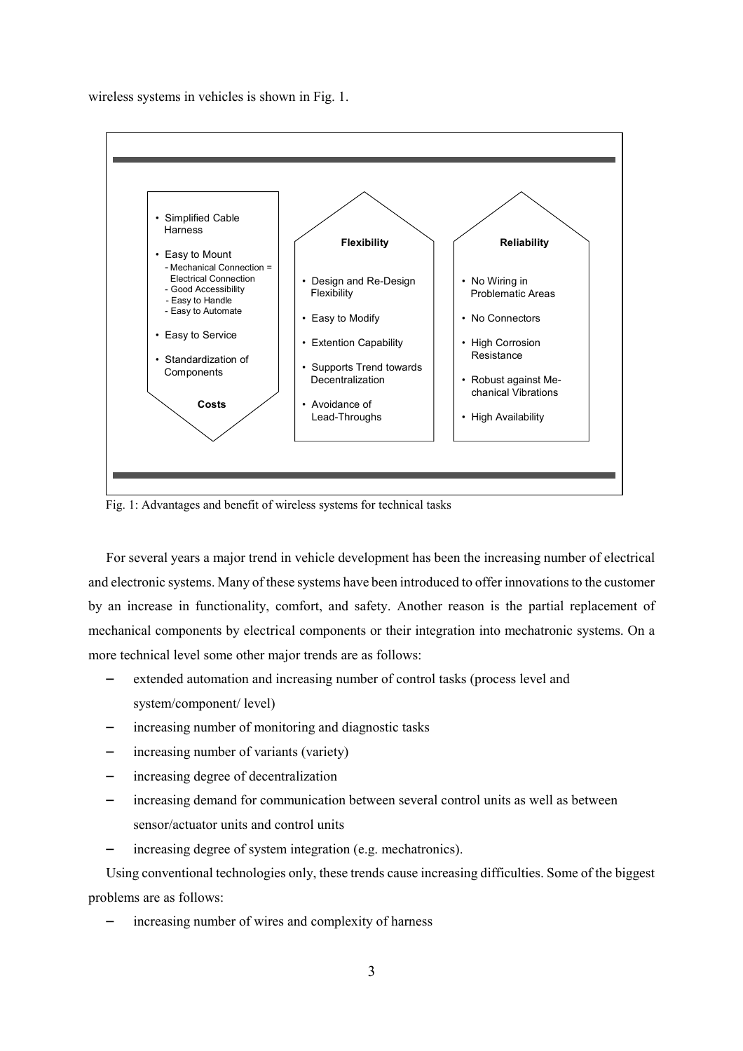wireless systems in vehicles is shown in Fig. 1.

- Simplified Cable Harness
- Easy to Mount
  - Mechanical Connection = Electrical Connection
  - Good Accessibility
  - Easy to Handle
  - Easy to Automate
- Easy to Service
- Standardization of Components

**Costs**

**Flexibility**

- Design and Re-Design Flexibility
- Easy to Modify
- Extention Capability
- Supports Trend towards Decentralization
- Avoidance of Lead-Throughs

**Reliability**

- No Wiring in Problematic Areas
- No Connectors
- High Corrosion Resistance
- Robust against Mechanical Vibrations
- High Availability

Fig. 1: Advantages and benefit of wireless systems for technical tasks

For several years a major trend in vehicle development has been the increasing number of electrical and electronic systems. Many of these systems have been introduced to offer innovations to the customer by an increase in functionality, comfort, and safety. Another reason is the partial replacement of mechanical components by electrical components or their integration into mechatronic systems. On a more technical level some other major trends are as follows:

- extended automation and increasing number of control tasks (process level and system/component/ level)
- increasing number of monitoring and diagnostic tasks
- increasing number of variants (variety)
- increasing degree of decentralization
- increasing demand for communication between several control units as well as between sensor/actuator units and control units
- increasing degree of system integration (e.g. mechatronics).

Using conventional technologies only, these trends cause increasing difficulties. Some of the biggest problems are as follows:

- increasing number of wires and complexity of harness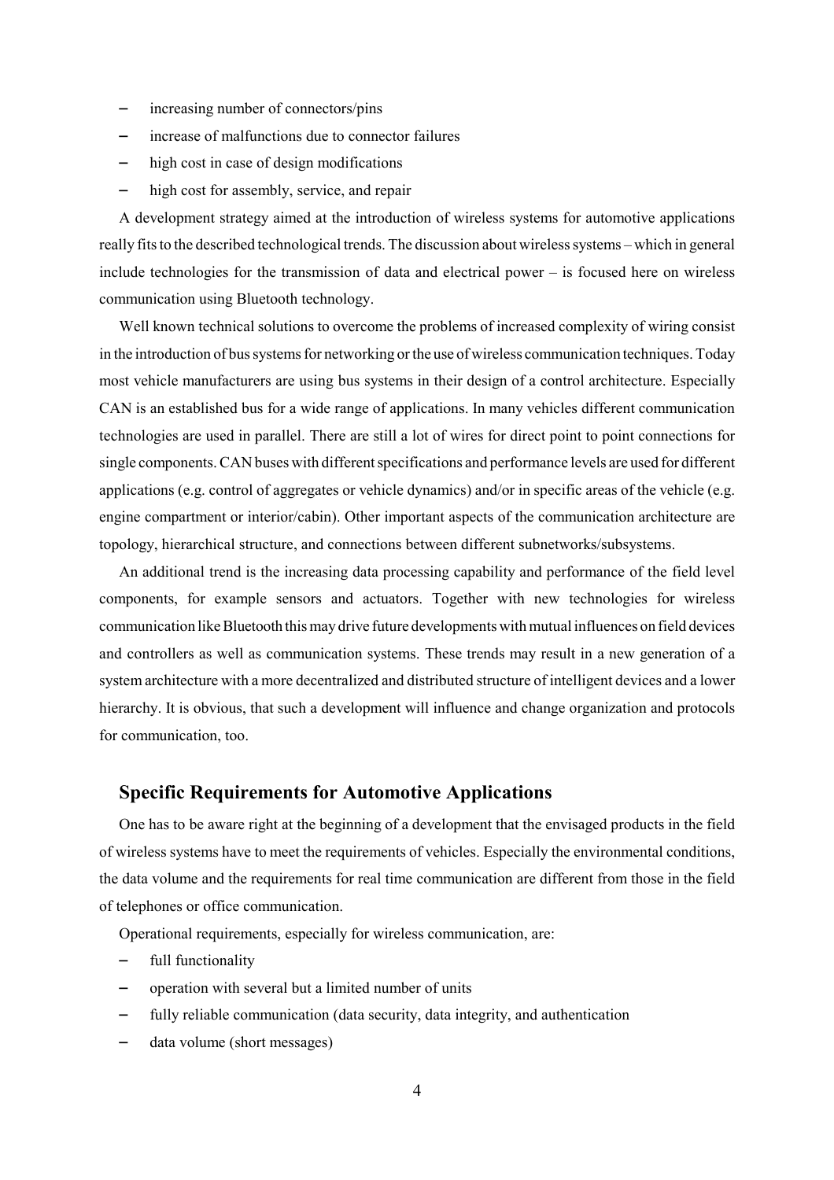- increasing number of connectors/pins
- increase of malfunctions due to connector failures
- high cost in case of design modifications
- high cost for assembly, service, and repair

A development strategy aimed at the introduction of wireless systems for automotive applications really fits to the described technological trends. The discussion about wireless systems – which in general include technologies for the transmission of data and electrical power – is focused here on wireless communication using Bluetooth technology.

Well known technical solutions to overcome the problems of increased complexity of wiring consist in the introduction of bus systems for networking or the use of wireless communication techniques. Today most vehicle manufacturers are using bus systems in their design of a control architecture. Especially CAN is an established bus for a wide range of applications. In many vehicles different communication technologies are used in parallel. There are still a lot of wires for direct point to point connections for single components. CAN buses with different specifications and performance levels are used for different applications (e.g. control of aggregates or vehicle dynamics) and/or in specific areas of the vehicle (e.g. engine compartment or interior/cabin). Other important aspects of the communication architecture are topology, hierarchical structure, and connections between different subnetworks/subsystems.

An additional trend is the increasing data processing capability and performance of the field level components, for example sensors and actuators. Together with new technologies for wireless communication like Bluetooth this may drive future developments with mutual influences on field devices and controllers as well as communication systems. These trends may result in a new generation of a system architecture with a more decentralized and distributed structure of intelligent devices and a lower hierarchy. It is obvious, that such a development will influence and change organization and protocols for communication, too.

## Specific Requirements for Automotive Applications

One has to be aware right at the beginning of a development that the envisaged products in the field of wireless systems have to meet the requirements of vehicles. Especially the environmental conditions, the data volume and the requirements for real time communication are different from those in the field of telephones or office communication.

Operational requirements, especially for wireless communication, are:

- full functionality
- operation with several but a limited number of units
- fully reliable communication (data security, data integrity, and authentication
- data volume (short messages)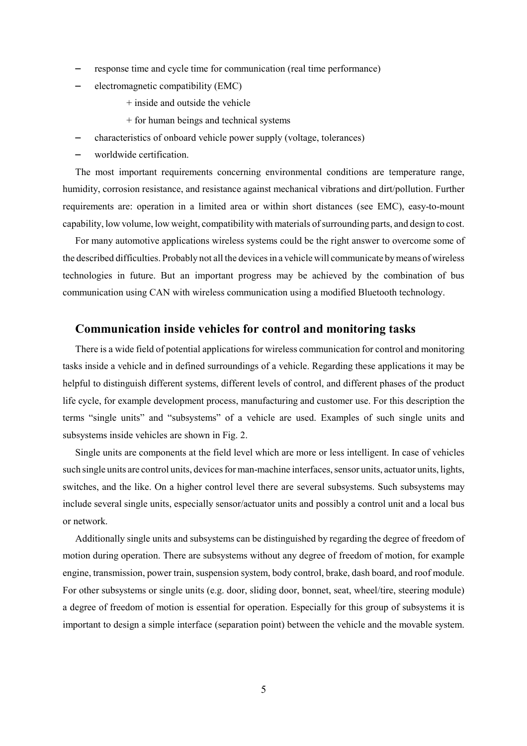- response time and cycle time for communication (real time performance)
- electromagnetic compatibility (EMC)
  - + inside and outside the vehicle
  - + for human beings and technical systems
- characteristics of onboard vehicle power supply (voltage, tolerances)
- worldwide certification.

The most important requirements concerning environmental conditions are temperature range, humidity, corrosion resistance, and resistance against mechanical vibrations and dirt/pollution. Further requirements are: operation in a limited area or within short distances (see EMC), easy-to-mount capability, low volume, low weight, compatibility with materials of surrounding parts, and design to cost.

For many automotive applications wireless systems could be the right answer to overcome some of the described difficulties. Probably not all the devices in a vehicle will communicate by means of wireless technologies in future. But an important progress may be achieved by the combination of bus communication using CAN with wireless communication using a modified Bluetooth technology.

## Communication inside vehicles for control and monitoring tasks

There is a wide field of potential applications for wireless communication for control and monitoring tasks inside a vehicle and in defined surroundings of a vehicle. Regarding these applications it may be helpful to distinguish different systems, different levels of control, and different phases of the product life cycle, for example development process, manufacturing and customer use. For this description the terms "single units" and "subsystems" of a vehicle are used. Examples of such single units and subsystems inside vehicles are shown in Fig. 2.

Single units are components at the field level which are more or less intelligent. In case of vehicles such single units are control units, devices for man-machine interfaces, sensor units, actuator units, lights, switches, and the like. On a higher control level there are several subsystems. Such subsystems may include several single units, especially sensor/actuator units and possibly a control unit and a local bus or network.

Additionally single units and subsystems can be distinguished by regarding the degree of freedom of motion during operation. There are subsystems without any degree of freedom of motion, for example engine, transmission, power train, suspension system, body control, brake, dash board, and roof module. For other subsystems or single units (e.g. door, sliding door, bonnet, seat, wheel/tire, steering module) a degree of freedom of motion is essential for operation. Especially for this group of subsystems it is important to design a simple interface (separation point) between the vehicle and the movable system.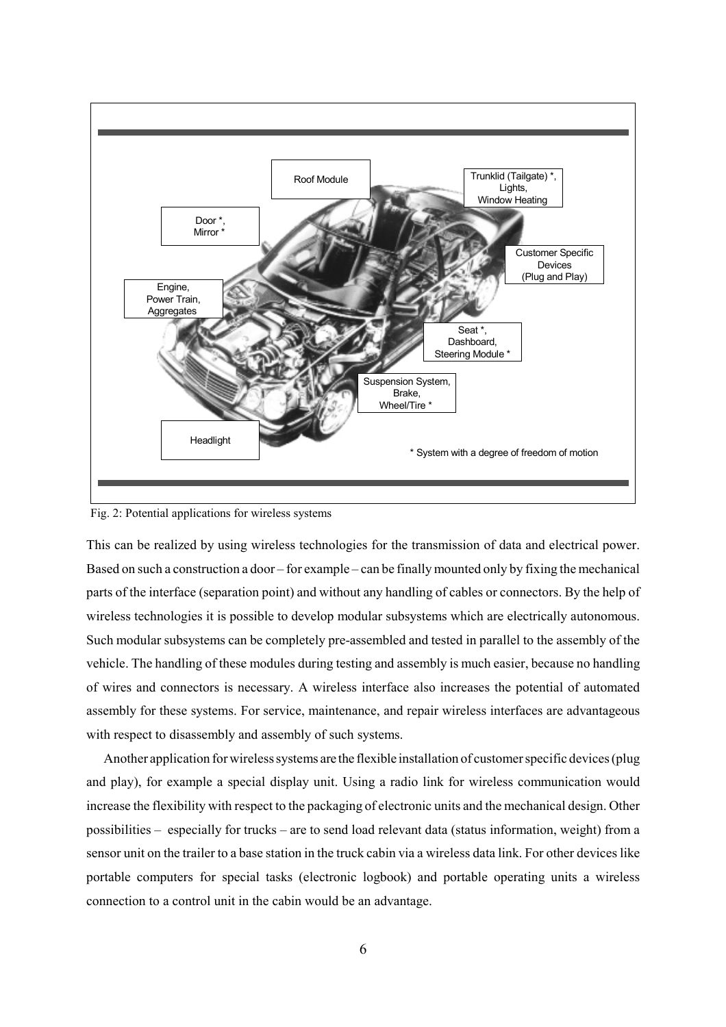Fig. 2: Potential applications for wireless systems

This can be realized by using wireless technologies for the transmission of data and electrical power. Based on such a construction a door – for example – can be finally mounted only by fixing the mechanical parts of the interface (separation point) and without any handling of cables or connectors. By the help of wireless technologies it is possible to develop modular subsystems which are electrically autonomous. Such modular subsystems can be completely pre-assembled and tested in parallel to the assembly of the vehicle. The handling of these modules during testing and assembly is much easier, because no handling of wires and connectors is necessary. A wireless interface also increases the potential of automated assembly for these systems. For service, maintenance, and repair wireless interfaces are advantageous with respect to disassembly and assembly of such systems.

Another application for wireless systems are the flexible installation of customer specific devices (plug and play), for example a special display unit. Using a radio link for wireless communication would increase the flexibility with respect to the packaging of electronic units and the mechanical design. Other possibilities – especially for trucks – are to send load relevant data (status information, weight) from a sensor unit on the trailer to a base station in the truck cabin via a wireless data link. For other devices like portable computers for special tasks (electronic logbook) and portable operating units a wireless connection to a control unit in the cabin would be an advantage.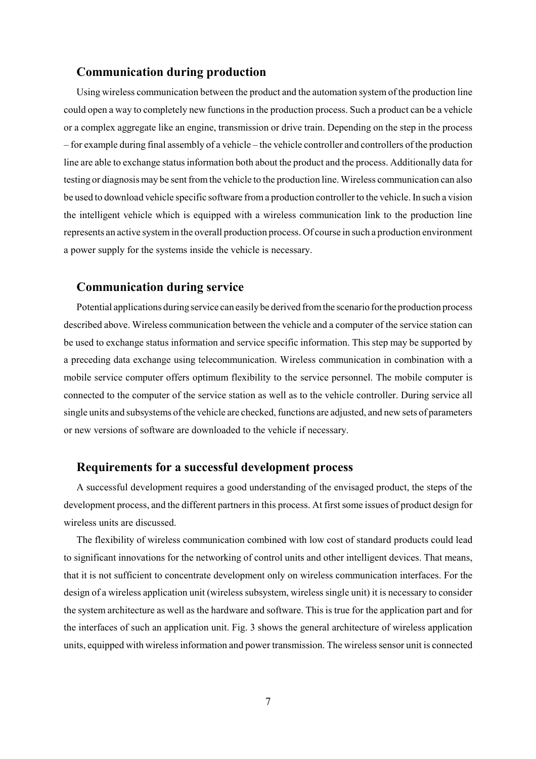## Communication during production

Using wireless communication between the product and the automation system of the production line could open a way to completely new functions in the production process. Such a product can be a vehicle or a complex aggregate like an engine, transmission or drive train. Depending on the step in the process – for example during final assembly of a vehicle – the vehicle controller and controllers of the production line are able to exchange status information both about the product and the process. Additionally data for testing or diagnosis may be sent from the vehicle to the production line. Wireless communication can also be used to download vehicle specific software from a production controller to the vehicle. In such a vision the intelligent vehicle which is equipped with a wireless communication link to the production line represents an active system in the overall production process. Of course in such a production environment a power supply for the systems inside the vehicle is necessary.

## Communication during service

Potential applications during service can easily be derived from the scenario for the production process described above. Wireless communication between the vehicle and a computer of the service station can be used to exchange status information and service specific information. This step may be supported by a preceding data exchange using telecommunication. Wireless communication in combination with a mobile service computer offers optimum flexibility to the service personnel. The mobile computer is connected to the computer of the service station as well as to the vehicle controller. During service all single units and subsystems of the vehicle are checked, functions are adjusted, and new sets of parameters or new versions of software are downloaded to the vehicle if necessary.

## Requirements for a successful development process

A successful development requires a good understanding of the envisaged product, the steps of the development process, and the different partners in this process. At first some issues of product design for wireless units are discussed.

The flexibility of wireless communication combined with low cost of standard products could lead to significant innovations for the networking of control units and other intelligent devices. That means, that it is not sufficient to concentrate development only on wireless communication interfaces. For the design of a wireless application unit (wireless subsystem, wireless single unit) it is necessary to consider the system architecture as well as the hardware and software. This is true for the application part and for the interfaces of such an application unit. Fig. 3 shows the general architecture of wireless application units, equipped with wireless information and power transmission. The wireless sensor unit is connected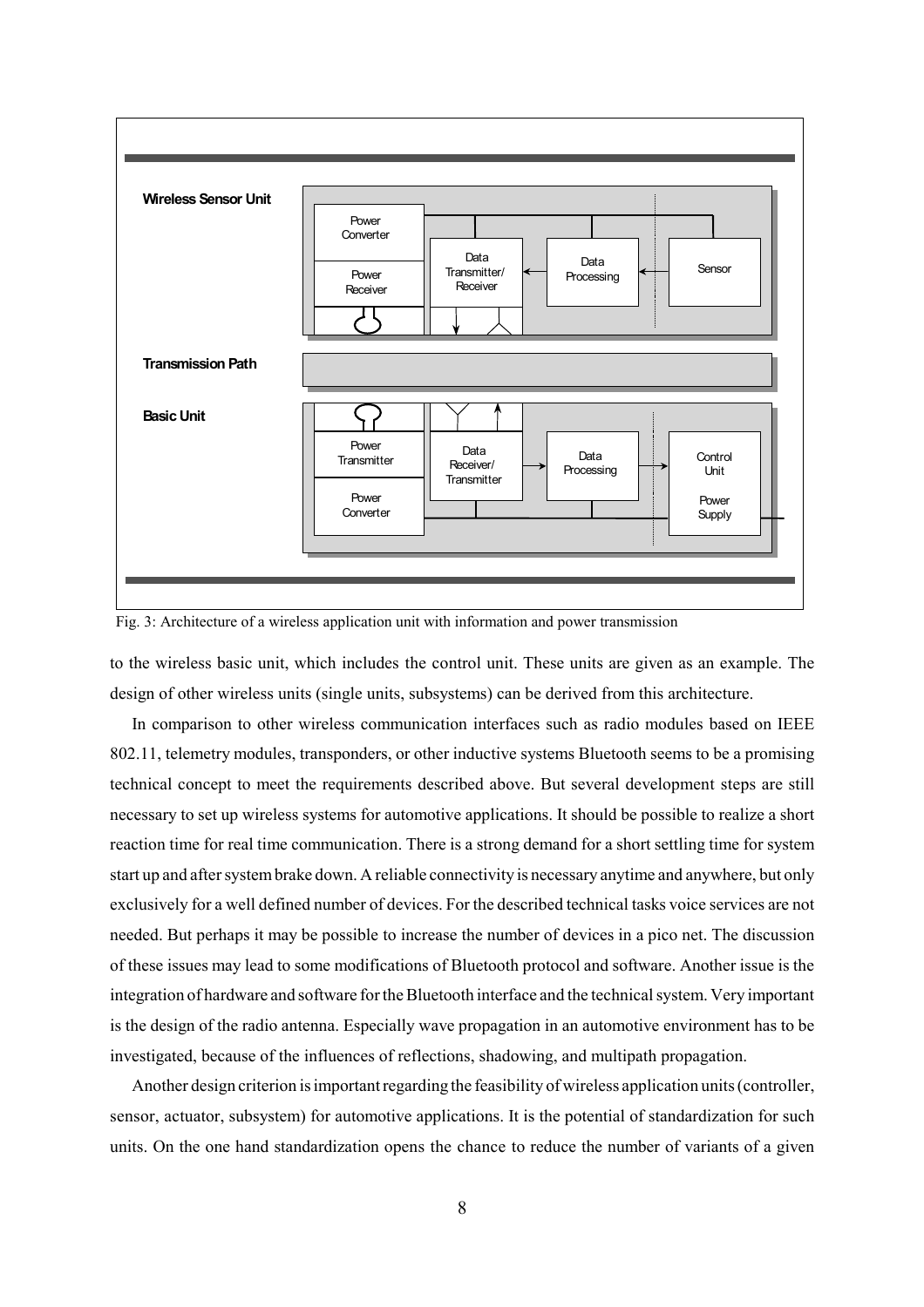Wireless Sensor Unit

Power Converter

Power Receiver

Data Transmitter/ Receiver

Data Processing

Sensor

Transmission Path

Basic Unit

Power Transmitter

Power Converter

Data Receiver/ Transmitter

Data Processing

Control Unit

Power Supply

Fig. 3: Architecture of a wireless application unit with information and power transmission

to the wireless basic unit, which includes the control unit. These units are given as an example. The design of other wireless units (single units, subsystems) can be derived from this architecture.

In comparison to other wireless communication interfaces such as radio modules based on IEEE 802.11, telemetry modules, transponders, or other inductive systems Bluetooth seems to be a promising technical concept to meet the requirements described above. But several development steps are still necessary to set up wireless systems for automotive applications. It should be possible to realize a short reaction time for real time communication. There is a strong demand for a short settling time for system start up and after system brake down. A reliable connectivity is necessary anytime and anywhere, but only exclusively for a well defined number of devices. For the described technical tasks voice services are not needed. But perhaps it may be possible to increase the number of devices in a pico net. The discussion of these issues may lead to some modifications of Bluetooth protocol and software. Another issue is the integration of hardware and software for the Bluetooth interface and the technical system. Very important is the design of the radio antenna. Especially wave propagation in an automotive environment has to be investigated, because of the influences of reflections, shadowing, and multipath propagation.

Another design criterion is important regarding the feasibility of wireless application units (controller, sensor, actuator, subsystem) for automotive applications. It is the potential of standardization for such units. On the one hand standardization opens the chance to reduce the number of variants of a given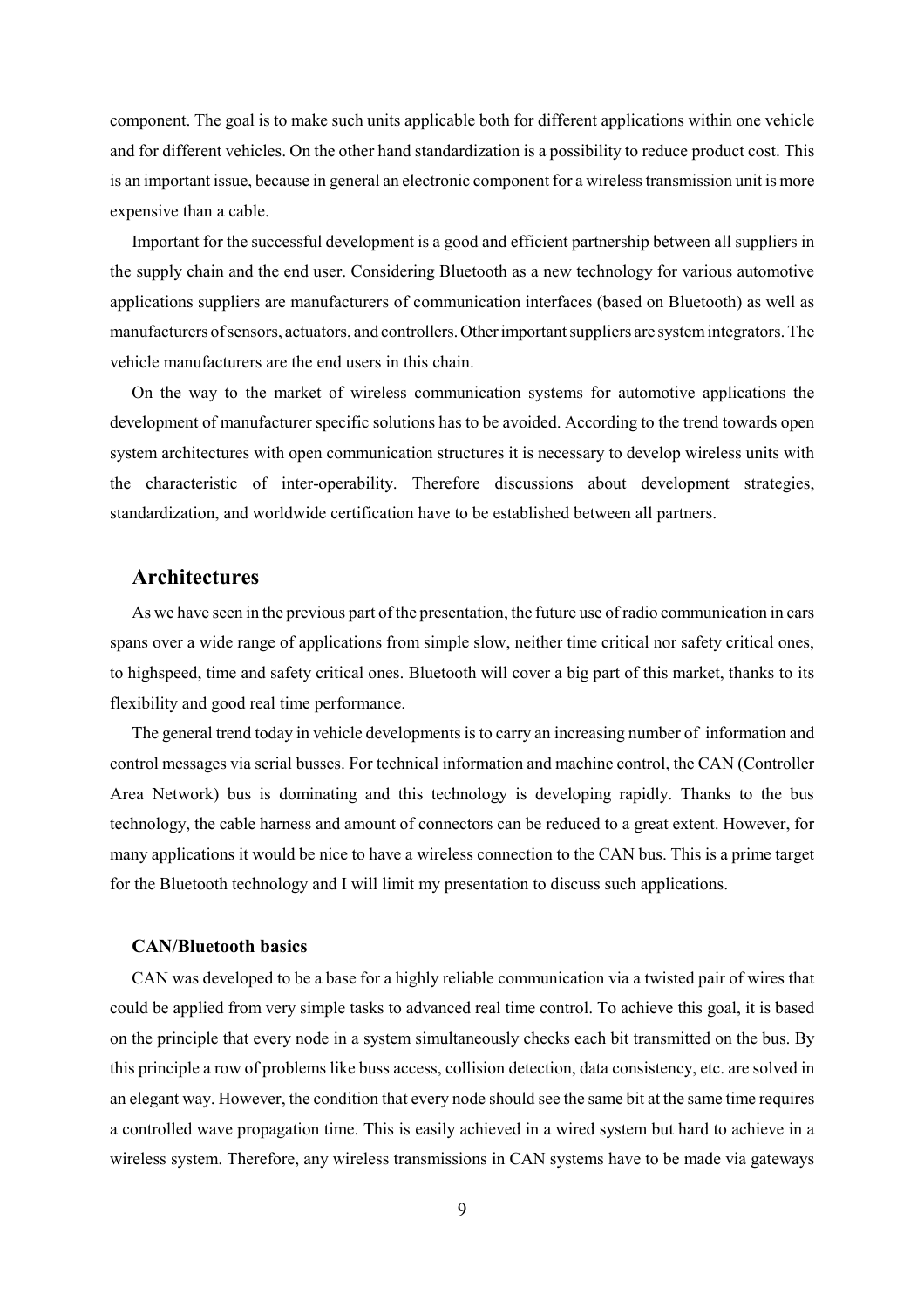component. The goal is to make such units applicable both for different applications within one vehicle and for different vehicles. On the other hand standardization is a possibility to reduce product cost. This is an important issue, because in general an electronic component for a wireless transmission unit is more expensive than a cable.

Important for the successful development is a good and efficient partnership between all suppliers in the supply chain and the end user. Considering Bluetooth as a new technology for various automotive applications suppliers are manufacturers of communication interfaces (based on Bluetooth) as well as manufacturers of sensors, actuators, and controllers. Other important suppliers are system integrators. The vehicle manufacturers are the end users in this chain.

On the way to the market of wireless communication systems for automotive applications the development of manufacturer specific solutions has to be avoided. According to the trend towards open system architectures with open communication structures it is necessary to develop wireless units with the characteristic of inter-operability. Therefore discussions about development strategies, standardization, and worldwide certification have to be established between all partners.

## Architectures

As we have seen in the previous part of the presentation, the future use of radio communication in cars spans over a wide range of applications from simple slow, neither time critical nor safety critical ones, to highspeed, time and safety critical ones. Bluetooth will cover a big part of this market, thanks to its flexibility and good real time performance.

The general trend today in vehicle developments is to carry an increasing number of information and control messages via serial busses. For technical information and machine control, the CAN (Controller Area Network) bus is dominating and this technology is developing rapidly. Thanks to the bus technology, the cable harness and amount of connectors can be reduced to a great extent. However, for many applications it would be nice to have a wireless connection to the CAN bus. This is a prime target for the Bluetooth technology and I will limit my presentation to discuss such applications.

### CAN/Bluetooth basics

CAN was developed to be a base for a highly reliable communication via a twisted pair of wires that could be applied from very simple tasks to advanced real time control. To achieve this goal, it is based on the principle that every node in a system simultaneously checks each bit transmitted on the bus. By this principle a row of problems like buss access, collision detection, data consistency, etc. are solved in an elegant way. However, the condition that every node should see the same bit at the same time requires a controlled wave propagation time. This is easily achieved in a wired system but hard to achieve in a wireless system. Therefore, any wireless transmissions in CAN systems have to be made via gateways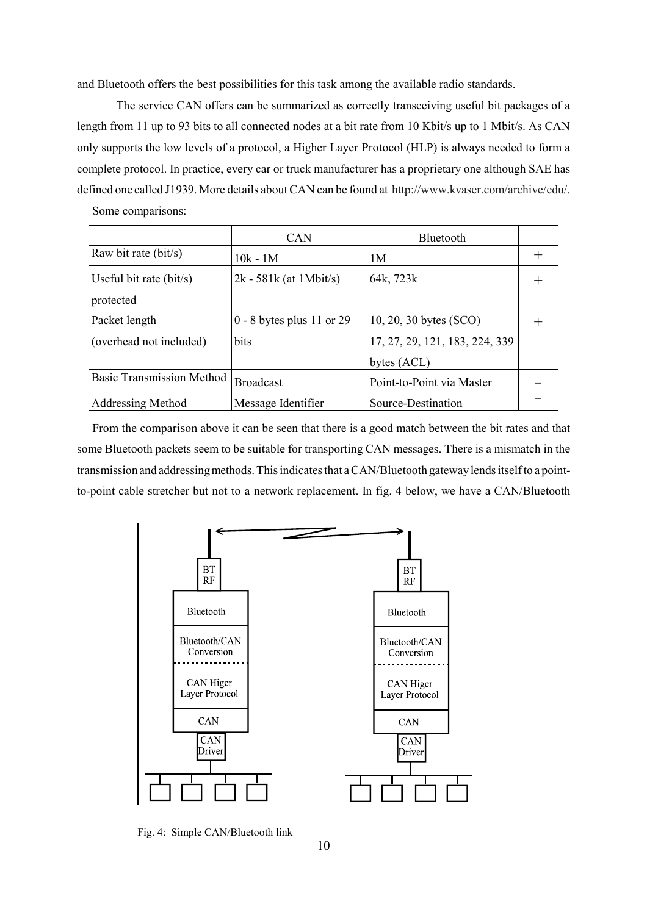and Bluetooth offers the best possibilities for this task among the available radio standards.

The service CAN offers can be summarized as correctly transceiving useful bit packages of a length from 11 up to 93 bits to all connected nodes at a bit rate from 10 Kbit/s up to 1 Mbit/s. As CAN only supports the low levels of a protocol, a Higher Layer Protocol (HLP) is always needed to form a complete protocol. In practice, every car or truck manufacturer has a proprietary one although SAE has defined one called J1939. More details about CAN can be found at http://www.kvaser.com/archive/edu/.

Some comparisons:

| | CAN | Bluetooth | |
|---|---|---|---|
| Raw bit rate (bit/s) | 10k - 1M | 1M | + |
| Useful bit rate (bit/s) protected | 2k - 581k (at 1Mbit/s) | 64k, 723k | + |
| Packet length (overhead not included) | 0 - 8 bytes plus 11 or 29 bits | 10, 20, 30 bytes (SCO) 17, 27, 29, 121, 183, 224, 339 bytes (ACL) | + |
| Basic Transmission Method | Broadcast | Point-to-Point via Master | – |
| Addressing Method | Message Identifier | Source-Destination | – |

From the comparison above it can be seen that there is a good match between the bit rates and that some Bluetooth packets seem to be suitable for transporting CAN messages. There is a mismatch in the transmission and addressing methods. This indicates that a CAN/Bluetooth gateway lends itself to a point-to-point cable stretcher but not to a network replacement. In fig. 4 below, we have a CAN/Bluetooth

BT RF
Bluetooth
Bluetooth/CAN Conversion
CAN Higer Layer Protocol
CAN
CAN Driver

BT RF
Bluetooth
Bluetooth/CAN Conversion
CAN Higer Layer Protocol
CAN
CAN Driver

Fig. 4: Simple CAN/Bluetooth link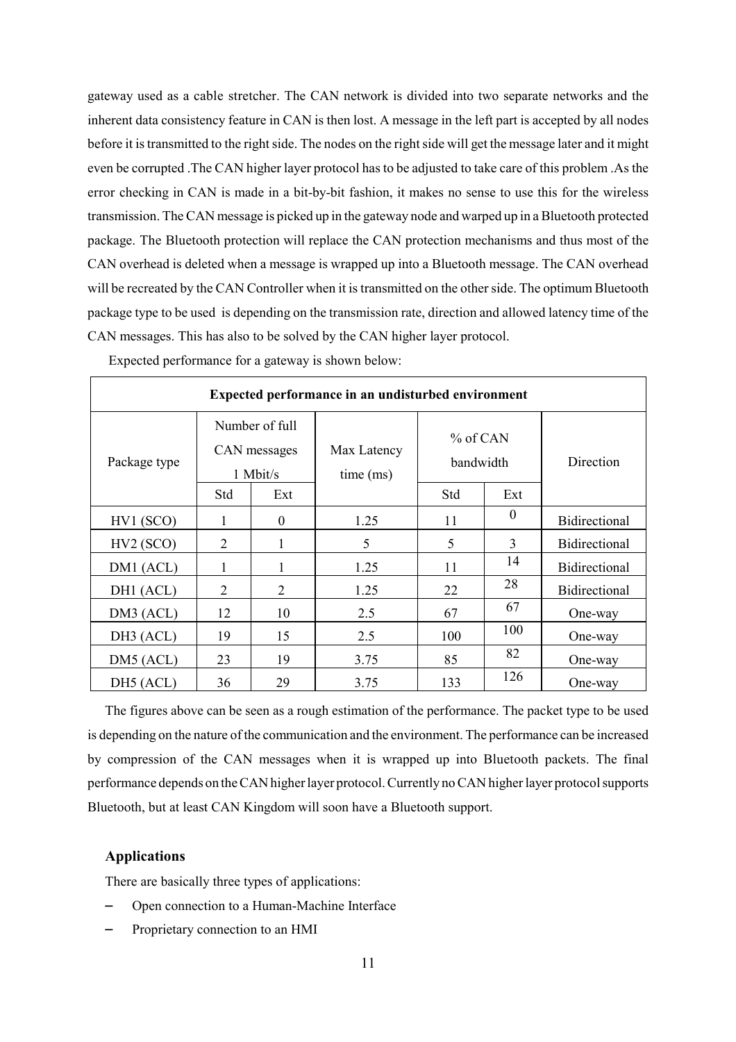gateway used as a cable stretcher. The CAN network is divided into two separate networks and the inherent data consistency feature in CAN is then lost. A message in the left part is accepted by all nodes before it is transmitted to the right side. The nodes on the right side will get the message later and it might even be corrupted .The CAN higher layer protocol has to be adjusted to take care of this problem .As the error checking in CAN is made in a bit-by-bit fashion, it makes no sense to use this for the wireless transmission. The CAN message is picked up in the gateway node and warped up in a Bluetooth protected package. The Bluetooth protection will replace the CAN protection mechanisms and thus most of the CAN overhead is deleted when a message is wrapped up into a Bluetooth message. The CAN overhead will be recreated by the CAN Controller when it is transmitted on the other side. The optimum Bluetooth package type to be used is depending on the transmission rate, direction and allowed latency time of the CAN messages. This has also to be solved by the CAN higher layer protocol.

Expected performance for a gateway is shown below:

| Expected performance in an undisturbed environment | | | | | | |
|---|---|---|---|---|---|---|
| Package type | Number of full CAN messages 1 Mbit/s | | Max Latency time (ms) | % of CAN bandwidth | | Direction |
| | Std | Ext | | Std | Ext | |
| HV1 (SCO) | 1 | 0 | 1.25 | 11 | 0 | Bidirectional |
| HV2 (SCO) | 2 | 1 | 5 | 5 | 3 | Bidirectional |
| DM1 (ACL) | 1 | 1 | 1.25 | 11 | 14 | Bidirectional |
| DH1 (ACL) | 2 | 2 | 1.25 | 22 | 28 | Bidirectional |
| DM3 (ACL) | 12 | 10 | 2.5 | 67 | 67 | One-way |
| DH3 (ACL) | 19 | 15 | 2.5 | 100 | 100 | One-way |
| DM5 (ACL) | 23 | 19 | 3.75 | 85 | 82 | One-way |
| DH5 (ACL) | 36 | 29 | 3.75 | 133 | 126 | One-way |

The figures above can be seen as a rough estimation of the performance. The packet type to be used is depending on the nature of the communication and the environment. The performance can be increased by compression of the CAN messages when it is wrapped up into Bluetooth packets. The final performance depends on the CAN higher layer protocol. Currently no CAN higher layer protocol supports Bluetooth, but at least CAN Kingdom will soon have a Bluetooth support.

### Applications

There are basically three types of applications:

- Open connection to a Human-Machine Interface
- Proprietary connection to an HMI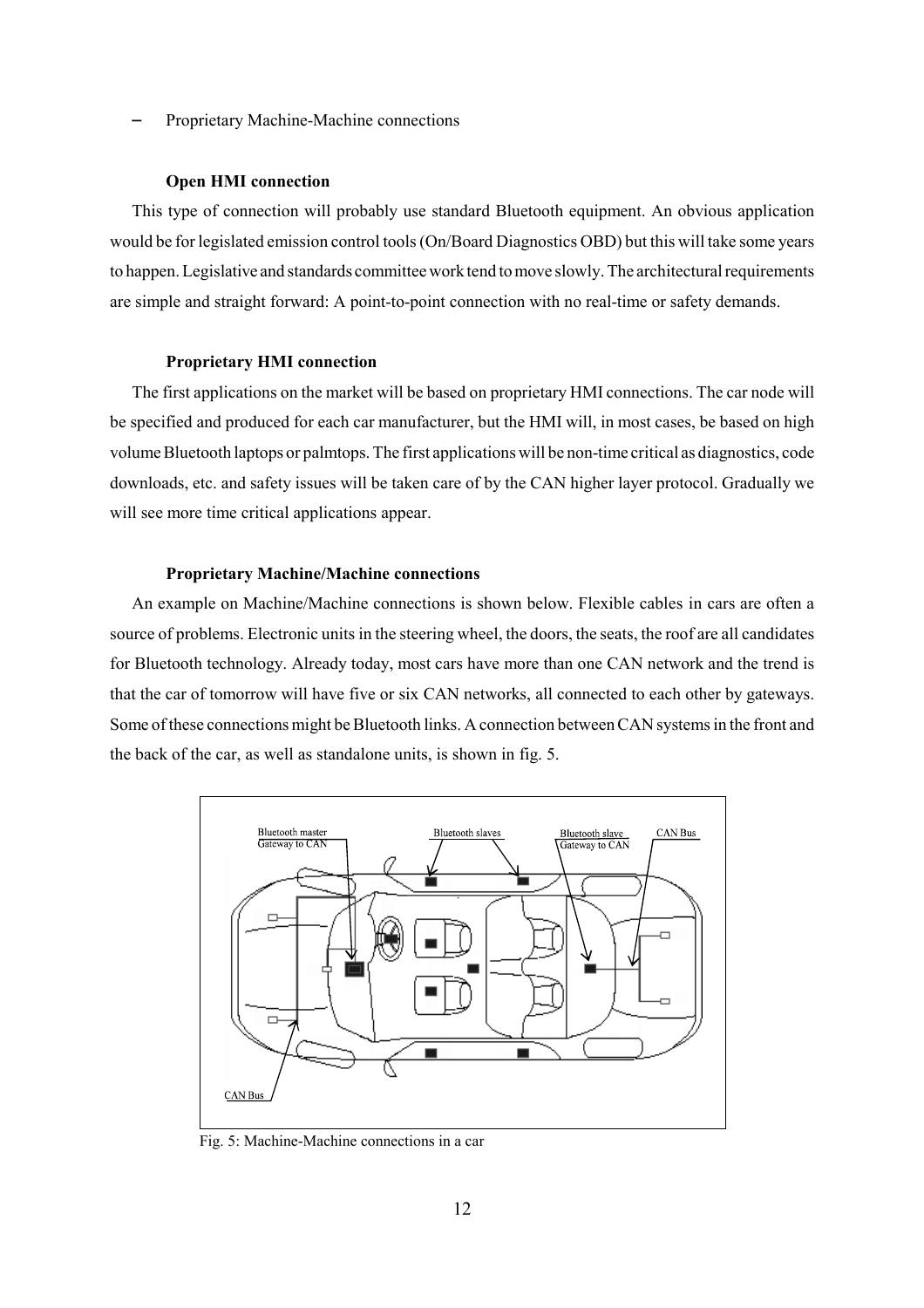– Proprietary Machine-Machine connections

**Open HMI connection**

This type of connection will probably use standard Bluetooth equipment. An obvious application would be for legislated emission control tools (On/Board Diagnostics OBD) but this will take some years to happen. Legislative and standards committee work tend to move slowly. The architectural requirements are simple and straight forward: A point-to-point connection with no real-time or safety demands.

**Proprietary HMI connection**

The first applications on the market will be based on proprietary HMI connections. The car node will be specified and produced for each car manufacturer, but the HMI will, in most cases, be based on high volume Bluetooth laptops or palmtops. The first applications will be non-time critical as diagnostics, code downloads, etc. and safety issues will be taken care of by the CAN higher layer protocol. Gradually we will see more time critical applications appear.

**Proprietary Machine/Machine connections**

An example on Machine/Machine connections is shown below. Flexible cables in cars are often a source of problems. Electronic units in the steering wheel, the doors, the seats, the roof are all candidates for Bluetooth technology. Already today, most cars have more than one CAN network and the trend is that the car of tomorrow will have five or six CAN networks, all connected to each other by gateways. Some of these connections might be Bluetooth links. A connection between CAN systems in the front and the back of the car, as well as standalone units, is shown in fig. 5.

Bluetooth master
Gateway to CAN

Bluetooth slaves

Bluetooth slave
Gateway to CAN

CAN Bus

CAN Bus

Fig. 5: Machine-Machine connections in a car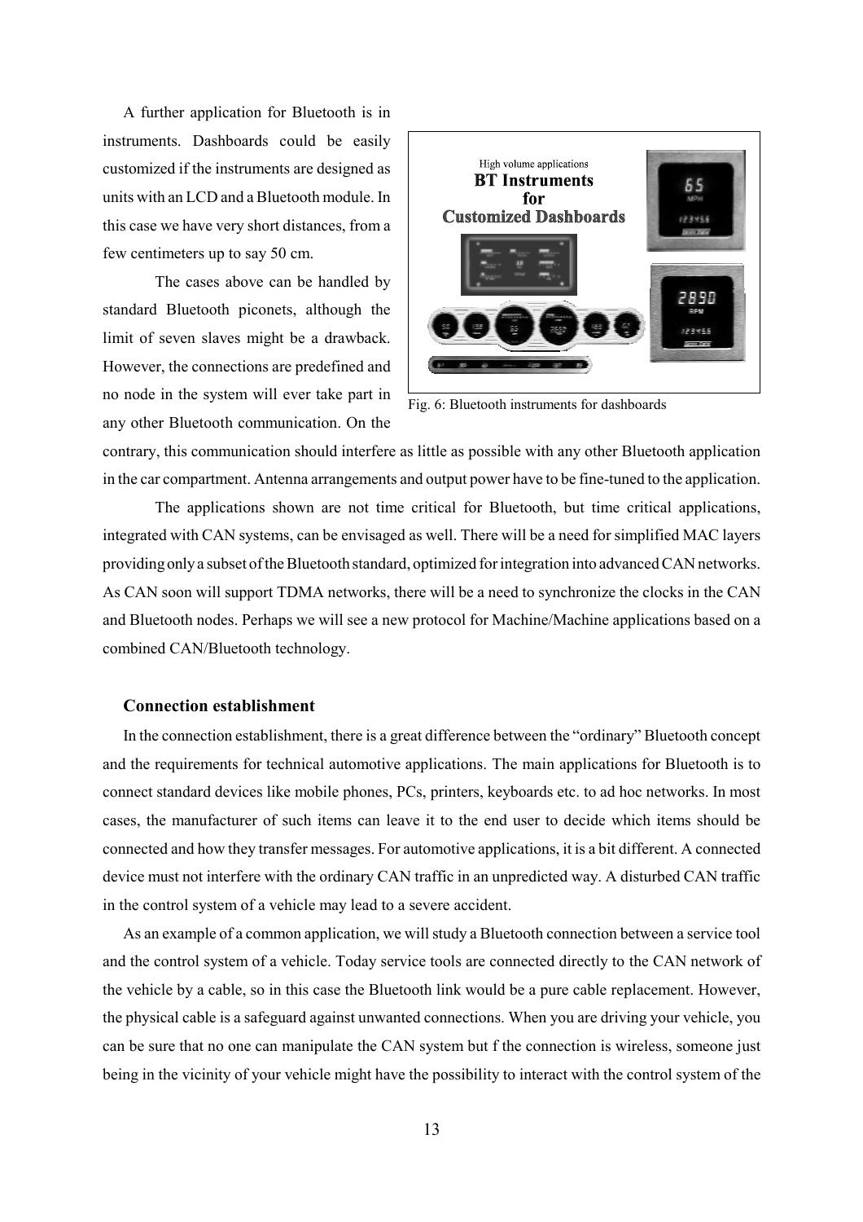A further application for Bluetooth is in instruments. Dashboards could be easily customized if the instruments are designed as units with an LCD and a Bluetooth module. In this case we have very short distances, from a few centimeters up to say 50 cm.

The cases above can be handled by standard Bluetooth piconets, although the limit of seven slaves might be a drawback. However, the connections are predefined and no node in the system will ever take part in any other Bluetooth communication. On the contrary, this communication should interfere as little as possible with any other Bluetooth application in the car compartment. Antenna arrangements and output power have to be fine-tuned to the application.

Fig. 6: Bluetooth instruments for dashboards

The applications shown are not time critical for Bluetooth, but time critical applications, integrated with CAN systems, can be envisaged as well. There will be a need for simplified MAC layers providing only a subset of the Bluetooth standard, optimized for integration into advanced CAN networks. As CAN soon will support TDMA networks, there will be a need to synchronize the clocks in the CAN and Bluetooth nodes. Perhaps we will see a new protocol for Machine/Machine applications based on a combined CAN/Bluetooth technology.

### Connection establishment

In the connection establishment, there is a great difference between the "ordinary" Bluetooth concept and the requirements for technical automotive applications. The main applications for Bluetooth is to connect standard devices like mobile phones, PCs, printers, keyboards etc. to ad hoc networks. In most cases, the manufacturer of such items can leave it to the end user to decide which items should be connected and how they transfer messages. For automotive applications, it is a bit different. A connected device must not interfere with the ordinary CAN traffic in an unpredicted way. A disturbed CAN traffic in the control system of a vehicle may lead to a severe accident.

As an example of a common application, we will study a Bluetooth connection between a service tool and the control system of a vehicle. Today service tools are connected directly to the CAN network of the vehicle by a cable, so in this case the Bluetooth link would be a pure cable replacement. However, the physical cable is a safeguard against unwanted connections. When you are driving your vehicle, you can be sure that no one can manipulate the CAN system but f the connection is wireless, someone just being in the vicinity of your vehicle might have the possibility to interact with the control system of the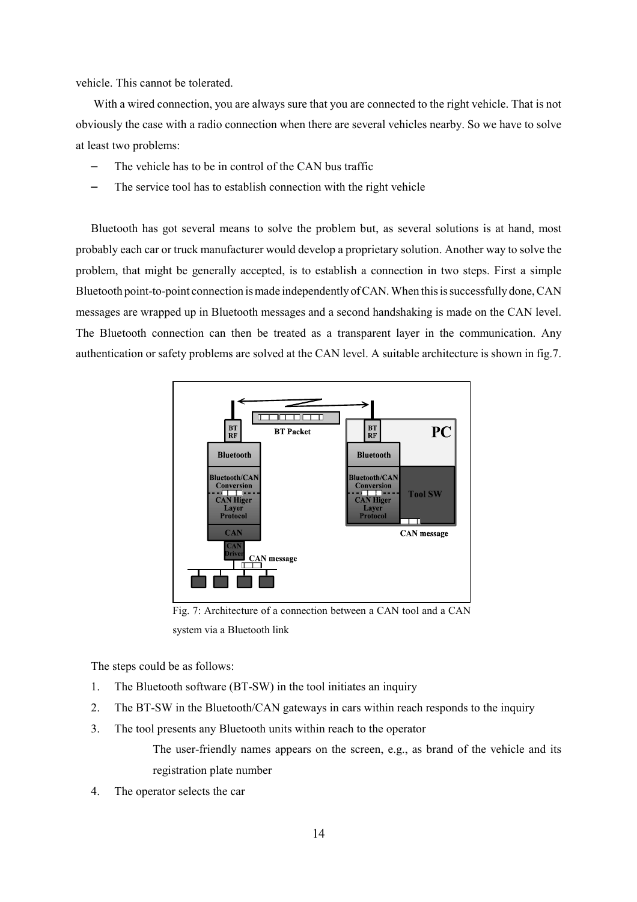vehicle. This cannot be tolerated.

With a wired connection, you are always sure that you are connected to the right vehicle. That is not obviously the case with a radio connection when there are several vehicles nearby. So we have to solve at least two problems:

- The vehicle has to be in control of the CAN bus traffic
- The service tool has to establish connection with the right vehicle

Bluetooth has got several means to solve the problem but, as several solutions is at hand, most probably each car or truck manufacturer would develop a proprietary solution. Another way to solve the problem, that might be generally accepted, is to establish a connection in two steps. First a simple Bluetooth point-to-point connection is made independently of CAN. When this is successfully done, CAN messages are wrapped up in Bluetooth messages and a second handshaking is made on the CAN level. The Bluetooth connection can then be treated as a transparent layer in the communication. Any authentication or safety problems are solved at the CAN level. A suitable architecture is shown in fig.7.

BT RF
BT Packet
BT RF
PC
Bluetooth
Bluetooth
Bluetooth/CAN Conversion
CAN Higer Layer Protocol
Bluetooth/CAN Conversion
CAN Higer Layer Protocol
Tool SW
CAN
CAN message
CAN Driver
CAN message

Fig. 7: Architecture of a connection between a CAN tool and a CAN system via a Bluetooth link

The steps could be as follows:

1. The Bluetooth software (BT-SW) in the tool initiates an inquiry
2. The BT-SW in the Bluetooth/CAN gateways in cars within reach responds to the inquiry
3. The tool presents any Bluetooth units within reach to the operator

   The user-friendly names appears on the screen, e.g., as brand of the vehicle and its registration plate number

4. The operator selects the car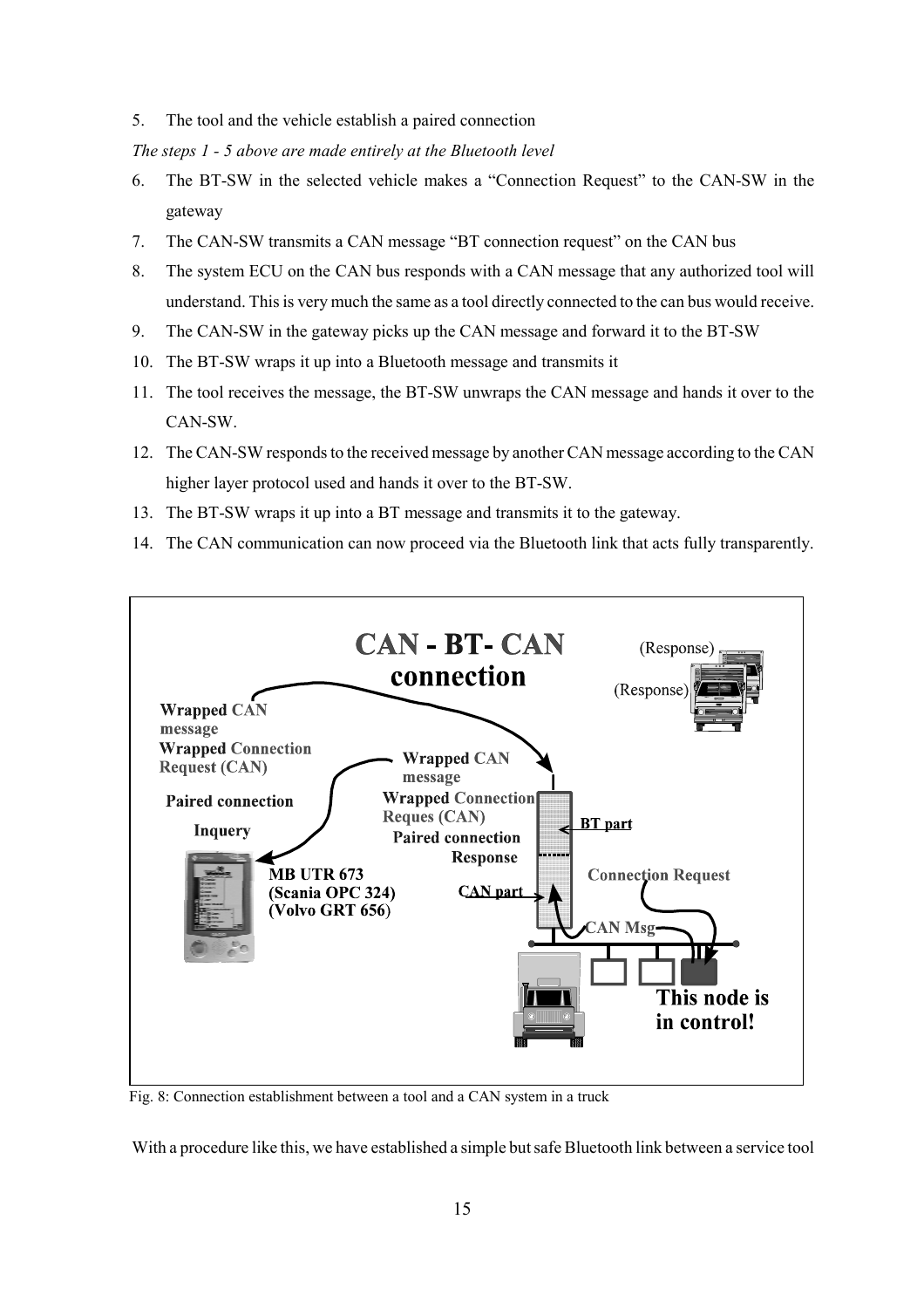5. The tool and the vehicle establish a paired connection

*The steps 1 - 5 above are made entirely at the Bluetooth level*

6. The BT-SW in the selected vehicle makes a “Connection Request” to the CAN-SW in the gateway
7. The CAN-SW transmits a CAN message “BT connection request” on the CAN bus
8. The system ECU on the CAN bus responds with a CAN message that any authorized tool will understand. This is very much the same as a tool directly connected to the can bus would receive.
9. The CAN-SW in the gateway picks up the CAN message and forward it to the BT-SW
10. The BT-SW wraps it up into a Bluetooth message and transmits it
11. The tool receives the message, the BT-SW unwraps the CAN message and hands it over to the CAN-SW.
12. The CAN-SW responds to the received message by another CAN message according to the CAN higher layer protocol used and hands it over to the BT-SW.
13. The BT-SW wraps it up into a BT message and transmits it to the gateway.
14. The CAN communication can now proceed via the Bluetooth link that acts fully transparently.

CAN - BT- CAN connection

(Response)

(Response)

Wrapped CAN message

Wrapped Connection Request (CAN)

Paired connection

Inquery

Wrapped CAN message

Wrapped Connection Reques (CAN)

Paired connection

Response

BT part

MB UTR 673
(Scania OPC 324)
(Volvo GRT 656)

CAN part

Connection Request

CAN Msg

This node is in control!

Fig. 8: Connection establishment between a tool and a CAN system in a truck

With a procedure like this, we have established a simple but safe Bluetooth link between a service tool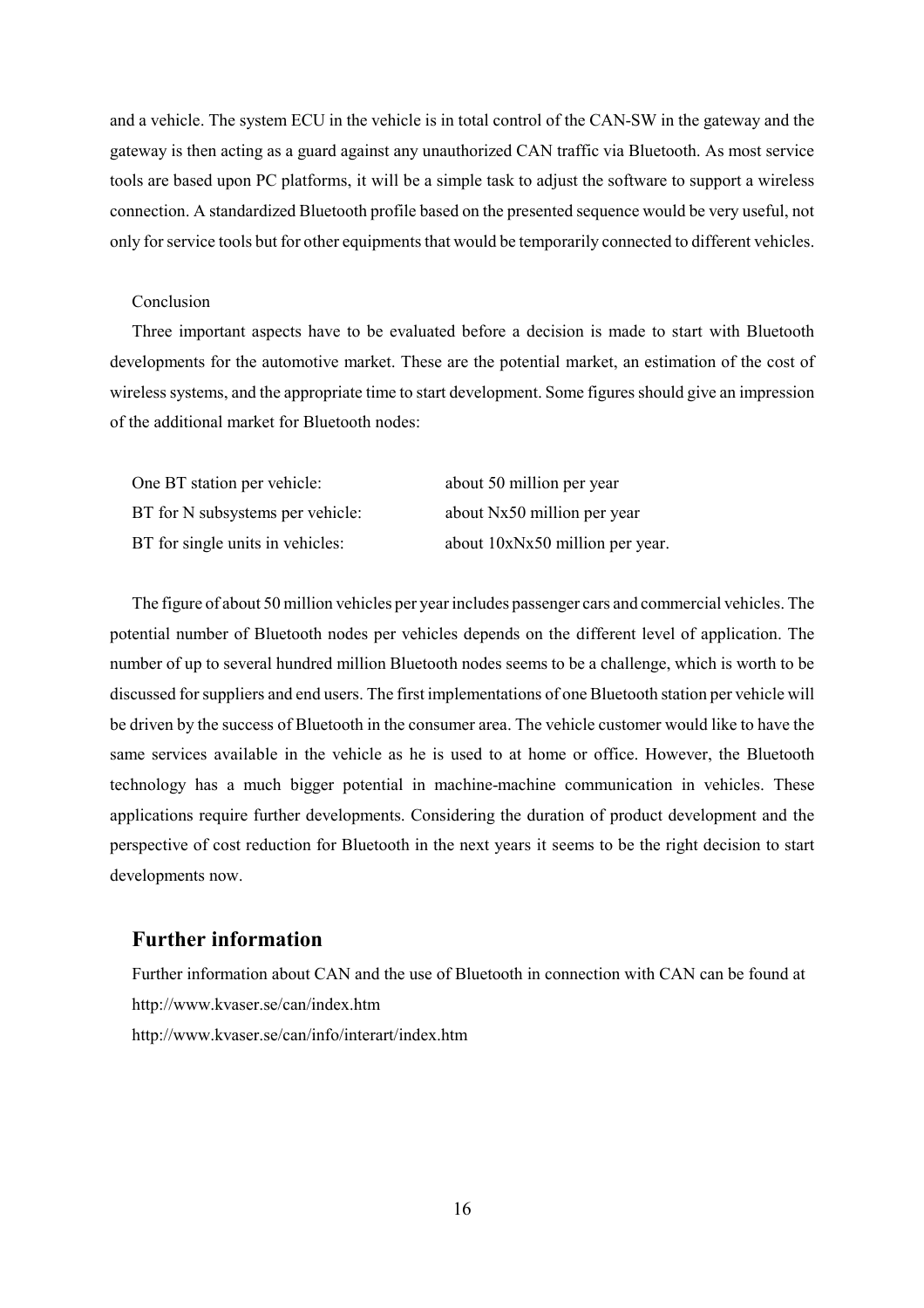and a vehicle. The system ECU in the vehicle is in total control of the CAN-SW in the gateway and the gateway is then acting as a guard against any unauthorized CAN traffic via Bluetooth. As most service tools are based upon PC platforms, it will be a simple task to adjust the software to support a wireless connection. A standardized Bluetooth profile based on the presented sequence would be very useful, not only for service tools but for other equipments that would be temporarily connected to different vehicles.

Conclusion

Three important aspects have to be evaluated before a decision is made to start with Bluetooth developments for the automotive market. These are the potential market, an estimation of the cost of wireless systems, and the appropriate time to start development. Some figures should give an impression of the additional market for Bluetooth nodes:

| | |
|---|---|
| One BT station per vehicle: | about 50 million per year |
| BT for N subsystems per vehicle: | about Nx50 million per year |
| BT for single units in vehicles: | about 10xNx50 million per year. |

The figure of about 50 million vehicles per year includes passenger cars and commercial vehicles. The potential number of Bluetooth nodes per vehicles depends on the different level of application. The number of up to several hundred million Bluetooth nodes seems to be a challenge, which is worth to be discussed for suppliers and end users. The first implementations of one Bluetooth station per vehicle will be driven by the success of Bluetooth in the consumer area. The vehicle customer would like to have the same services available in the vehicle as he is used to at home or office. However, the Bluetooth technology has a much bigger potential in machine-machine communication in vehicles. These applications require further developments. Considering the duration of product development and the perspective of cost reduction for Bluetooth in the next years it seems to be the right decision to start developments now.

## Further information

Further information about CAN and the use of Bluetooth in connection with CAN can be found at
http://www.kvaser.se/can/index.htm
http://www.kvaser.se/can/info/interart/index.htm